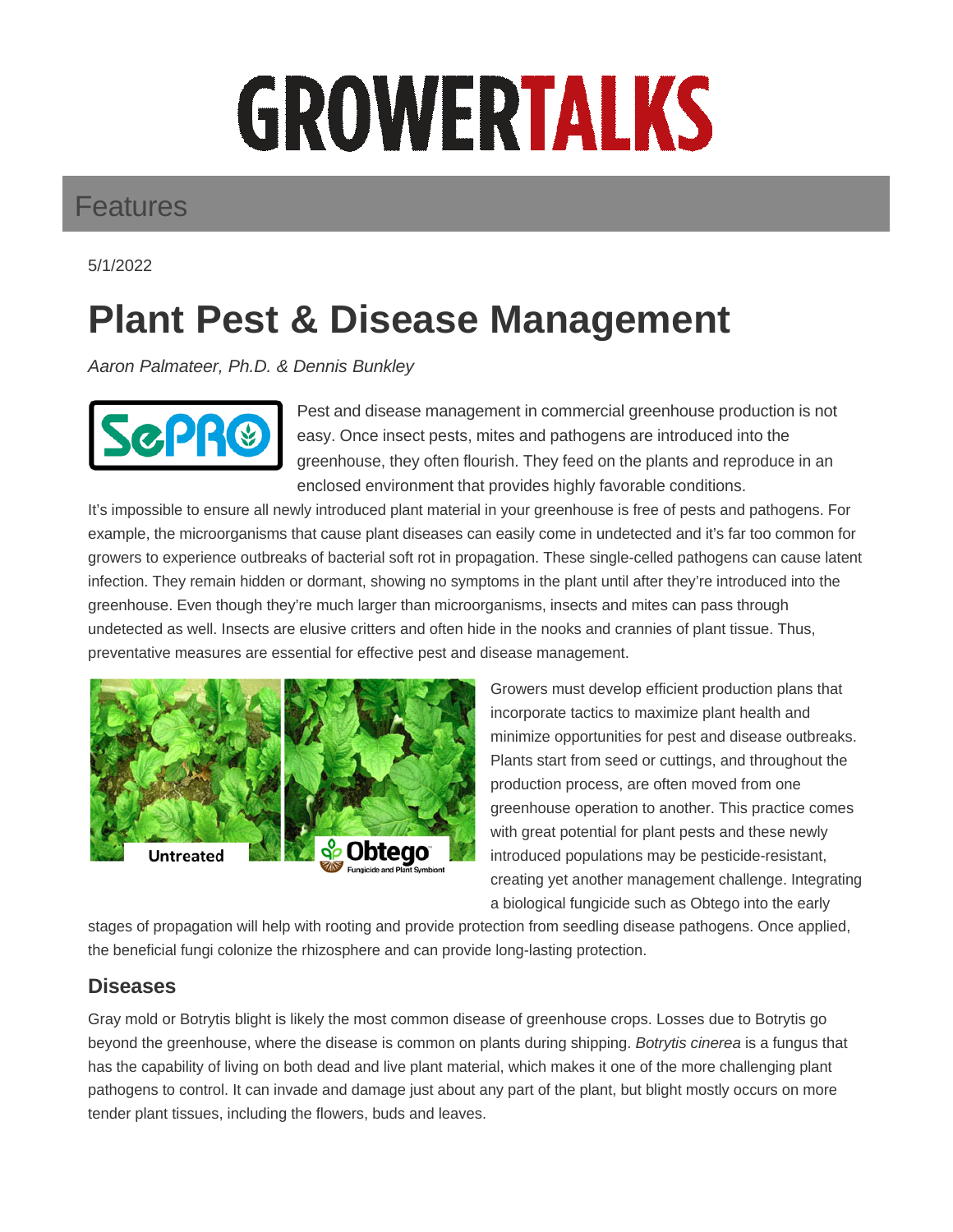Features

5/1/2022

# Plant Pest & Disease Management

*Aaron Palmateer, Ph.D. & Dennis Bunkley*

Pest and disease management in commercial greenhouse production is not easy. Once insect pests, mites and pathogens are introduced into the greenhouse, they often flourish. They feed on the plants and reproduce in an enclosed environment that provides highly favorable conditions.

It's impossible to ensure all newly introduced plant material in your greenhouse is free of pests and pathogens. For example, the microorganisms that cause plant diseases can easily come in undetected and it's far too common for growers to experience outbreaks of bacterial soft rot in propagation. These single-celled pathogens can cause latent infection. They remain hidden or dormant, showing no symptoms in the plant until after they're introduced into the greenhouse. Even though they're much larger than microorganisms, insects and mites can pass through undetected as well. Insects are elusive critters and often hide in the nooks and crannies of plant tissue. Thus, preventative measures are essential for effective pest and disease management.

Growers must develop efficient production plans that incorporate tactics to maximize plant health and minimize opportunities for pest and disease outbreaks. Plants start from seed or cuttings, and throughout the production process, are often moved from one greenhouse operation to another. This practice comes with great potential for plant pests and these newly introduced populations may be pesticide-resistant, creating yet another management challenge. Integrating a biological fungicide such as Obtego into the early stages of propagation will help with rooting and provide protection from seedling disease pathogens. Once applied, the beneficial fungi colonize the rhizosphere and can provide long-lasting protection.

## Diseases

Gray mold or Botrytis blight is likely the most common disease of greenhouse crops. Losses due to Botrytis go beyond the greenhouse, where the disease is common on plants during shipping. *Botrytis cinerea* is a fungus that has the capability of living on both dead and live plant material, which makes it one of the more challenging plant pathogens to control. It can invade and damage just about any part of the plant, but blight mostly occurs on more tender plant tissues, including the flowers, buds and leaves.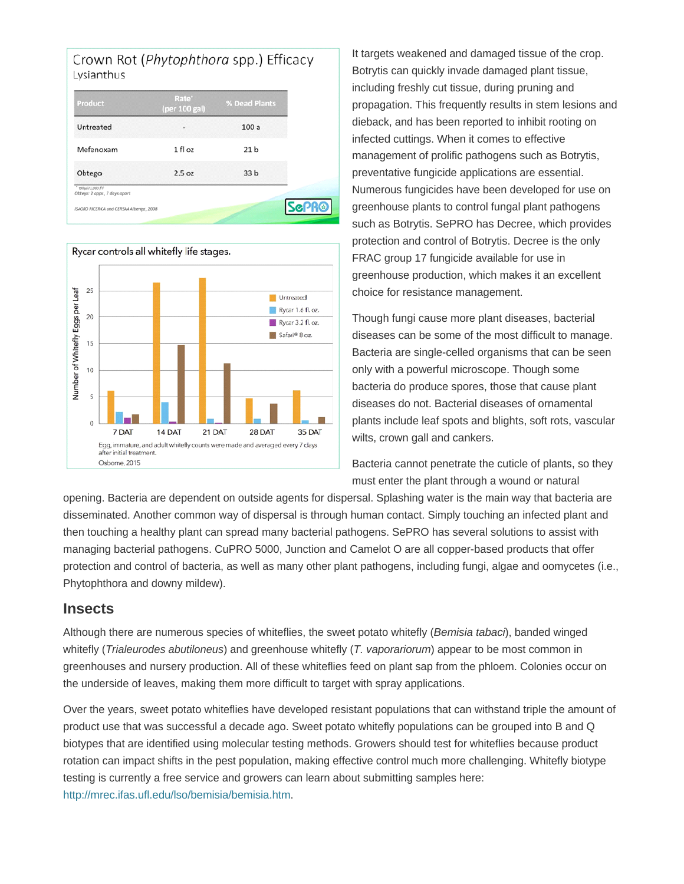## Crown Rot (*Phytophthora* spp.) Efficacy

Lysianthus

| Product | Rate* (per 100 gal) | % Dead Plants |
|---|---|---|
| Untreated | - | 100 a |
| Mefenoxam | 1 fl oz | 21 b |
| Obtego | 2.5 oz | 33 b |

* 100gal/1,000 ft²
Obtego: 2 apps, 7 days apart

ISAGRO RICERCA and CERSAA Albenga, 2008

**Rycar controls all whitefly life stages.**

Number of Whitefly Eggs per Leaf

Legend: Untreated; Rycar 1.6 fl. oz.; Rycar 3.2 fl. oz.; Safari® 8 oz.

Categories: 7 DAT; 14 DAT; 21 DAT; 28 DAT; 35 DAT

Egg, immature, and adult whitefly counts were made and averaged every 7 days after initial treatment.

Osborne, 2015

It targets weakened and damaged tissue of the crop. Botrytis can quickly invade damaged plant tissue, including freshly cut tissue, during pruning and propagation. This frequently results in stem lesions and dieback, and has been reported to inhibit rooting on infected cuttings. When it comes to effective management of prolific pathogens such as Botrytis, preventative fungicide applications are essential. Numerous fungicides have been developed for use on greenhouse plants to control fungal plant pathogens such as Botrytis. SePRO has Decree, which provides protection and control of Botrytis. Decree is the only FRAC group 17 fungicide available for use in greenhouse production, which makes it an excellent choice for resistance management.

Though fungi cause more plant diseases, bacterial diseases can be some of the most difficult to manage. Bacteria are single-celled organisms that can be seen only with a powerful microscope. Though some bacteria do produce spores, those that cause plant diseases do not. Bacterial diseases of ornamental plants include leaf spots and blights, soft rots, vascular wilts, crown gall and cankers.

Bacteria cannot penetrate the cuticle of plants, so they must enter the plant through a wound or natural opening. Bacteria are dependent on outside agents for dispersal. Splashing water is the main way that bacteria are disseminated. Another common way of dispersal is through human contact. Simply touching an infected plant and then touching a healthy plant can spread many bacterial pathogens. SePRO has several solutions to assist with managing bacterial pathogens. CuPRO 5000, Junction and Camelot O are all copper-based products that offer protection and control of bacteria, as well as many other plant pathogens, including fungi, algae and oomycetes (i.e., Phytophthora and downy mildew).

## Insects

Although there are numerous species of whiteflies, the sweet potato whitefly (*Bemisia tabaci*), banded winged whitefly (*Trialeurodes abutiloneus*) and greenhouse whitefly (*T. vaporariorum*) appear to be most common in greenhouses and nursery production. All of these whiteflies feed on plant sap from the phloem. Colonies occur on the underside of leaves, making them more difficult to target with spray applications.

Over the years, sweet potato whiteflies have developed resistant populations that can withstand triple the amount of product use that was successful a decade ago. Sweet potato whitefly populations can be grouped into B and Q biotypes that are identified using molecular testing methods. Growers should test for whiteflies because product rotation can impact shifts in the pest population, making effective control much more challenging. Whitefly biotype testing is currently a free service and growers can learn about submitting samples here: http://mrec.ifas.ufl.edu/lso/bemisia/bemisia.htm.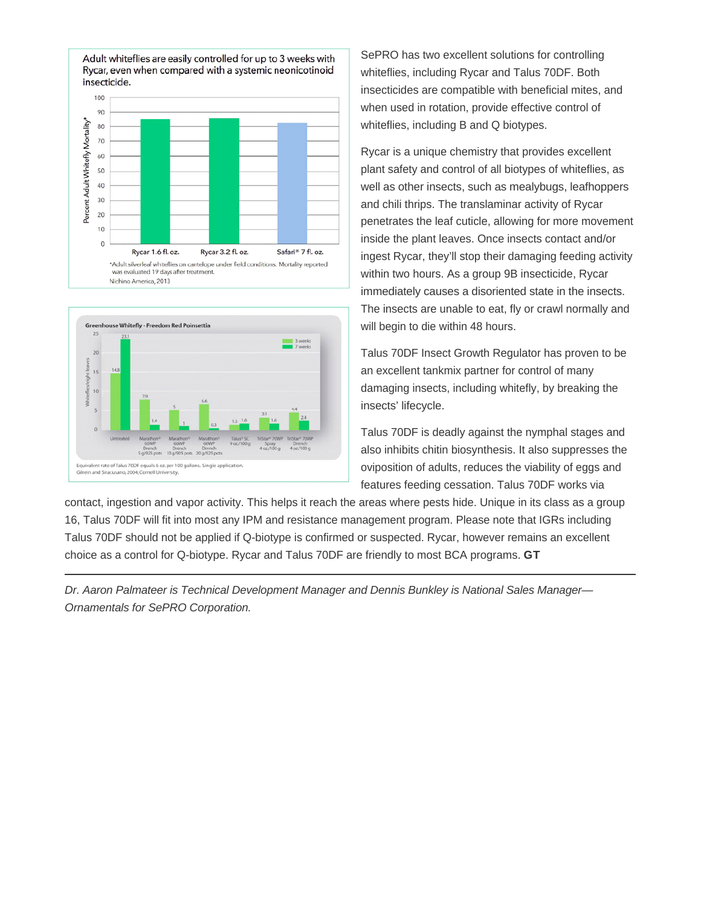Adult whiteflies are easily controlled for up to 3 weeks with Rycar, even when compared with a systemic neonicotinoid insecticide.

Percent Adult Whitefly Mortality*

100
90
80
70
60
50
40
30
20
10
0

Rycar 1.6 fl. oz.
Rycar 3.2 fl. oz.
Safari® 7 fl. oz.

*Adult silverleaf whiteflies on cantelope under field conditions. Mortality reported was evaluated 19 days after treatment.

Nichino America, 2013

Greenhouse Whitefly - Freedom Red Poinsettia

Whiteflies/eight leaves

25
20
15
10
5
0

3 weeks
7 weeks

14.8
23.1
7.9
1.4
5
1
6.6
0.3
1.5
1.6
3.1
1.6
4.4
2.4

Untreated
Marathon® 60WP Drench 5 g/925 pots
Marathon® 60WP Drench 10 g/925 pots
Marathon® 60WP Drench 20 g/925 pots
Talus® SC 9 oz/100g
TriStar® 70WP Spray 4 oz/100 g
TriStar® 70WP Drench 4 oz/100 g

Equivalent rate of Talus 70DF equals 6 oz. per 100 gallons. Single application.

Gilrein and Siracusano, 2004, Cornell University.

SePRO has two excellent solutions for controlling whiteflies, including Rycar and Talus 70DF. Both insecticides are compatible with beneficial mites, and when used in rotation, provide effective control of whiteflies, including B and Q biotypes.

Rycar is a unique chemistry that provides excellent plant safety and control of all biotypes of whiteflies, as well as other insects, such as mealybugs, leafhoppers and chili thrips. The translaminar activity of Rycar penetrates the leaf cuticle, allowing for more movement inside the plant leaves. Once insects contact and/or ingest Rycar, they'll stop their damaging feeding activity within two hours. As a group 9B insecticide, Rycar immediately causes a disoriented state in the insects. The insects are unable to eat, fly or crawl normally and will begin to die within 48 hours.

Talus 70DF Insect Growth Regulator has proven to be an excellent tankmix partner for control of many damaging insects, including whitefly, by breaking the insects' lifecycle.

Talus 70DF is deadly against the nymphal stages and also inhibits chitin biosynthesis. It also suppresses the oviposition of adults, reduces the viability of eggs and features feeding cessation. Talus 70DF works via contact, ingestion and vapor activity. This helps it reach the areas where pests hide. Unique in its class as a group 16, Talus 70DF will fit into most any IPM and resistance management program. Please note that IGRs including Talus 70DF should not be applied if Q-biotype is confirmed or suspected. Rycar, however remains an excellent choice as a control for Q-biotype. Rycar and Talus 70DF are friendly to most BCA programs. **GT**

---

*Dr. Aaron Palmateer is Technical Development Manager and Dennis Bunkley is National Sales Manager—Ornamentals for SePRO Corporation.*